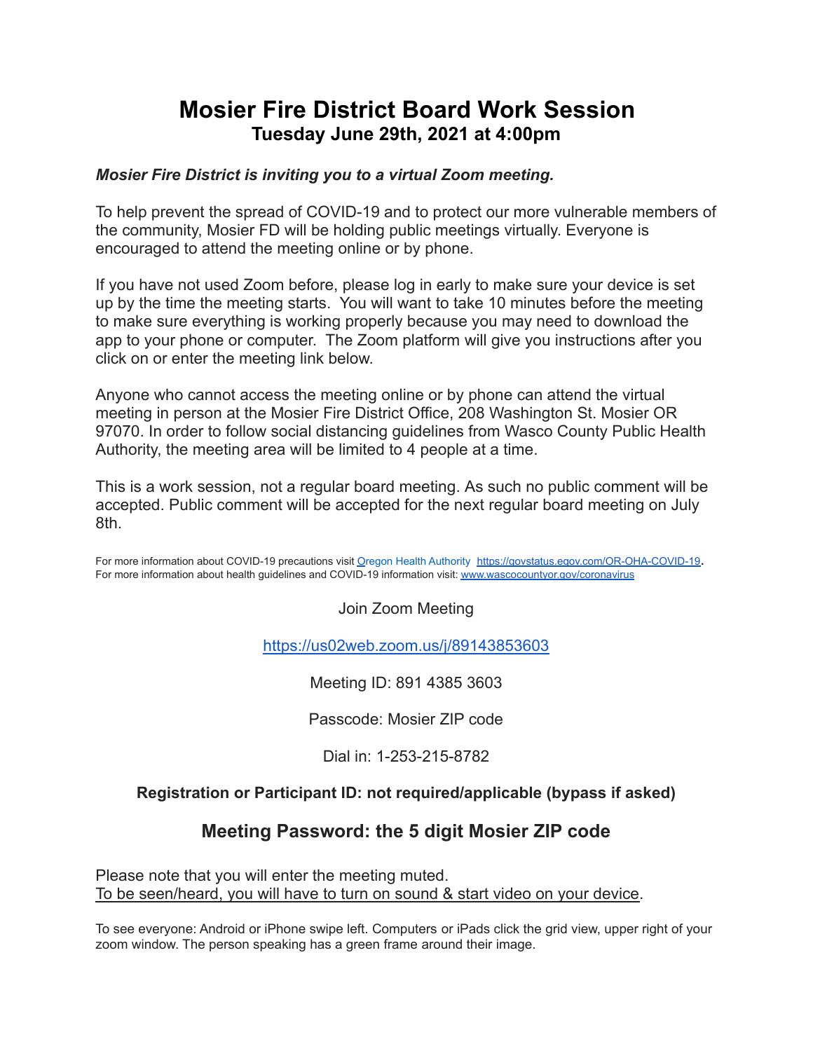# Mosier Fire District Board Work Session

## Tuesday June 29th, 2021 at 4:00pm

***Mosier Fire District is inviting you to a virtual Zoom meeting.***

To help prevent the spread of COVID-19 and to protect our more vulnerable members of the community, Mosier FD will be holding public meetings virtually. Everyone is encouraged to attend the meeting online or by phone.

If you have not used Zoom before, please log in early to make sure your device is set up by the time the meeting starts. You will want to take 10 minutes before the meeting to make sure everything is working properly because you may need to download the app to your phone or computer. The Zoom platform will give you instructions after you click on or enter the meeting link below.

Anyone who cannot access the meeting online or by phone can attend the virtual meeting in person at the Mosier Fire District Office, 208 Washington St. Mosier OR 97070. In order to follow social distancing guidelines from Wasco County Public Health Authority, the meeting area will be limited to 4 people at a time.

This is a work session, not a regular board meeting. As such no public comment will be accepted. Public comment will be accepted for the next regular board meeting on July 8th.

For more information about COVID-19 precautions visit Oregon Health Authority https://govstatus.egov.com/OR-OHA-COVID-19.
For more information about health guidelines and COVID-19 information visit: www.wascocountyor.gov/coronavirus

Join Zoom Meeting

https://us02web.zoom.us/j/89143853603

Meeting ID: 891 4385 3603

Passcode: Mosier ZIP code

Dial in: 1-253-215-8782

**Registration or Participant ID: not required/applicable (bypass if asked)**

## Meeting Password: the 5 digit Mosier ZIP code

Please note that you will enter the meeting muted.
To be seen/heard, you will have to turn on sound & start video on your device.

To see everyone: Android or iPhone swipe left. Computers or iPads click the grid view, upper right of your zoom window. The person speaking has a green frame around their image.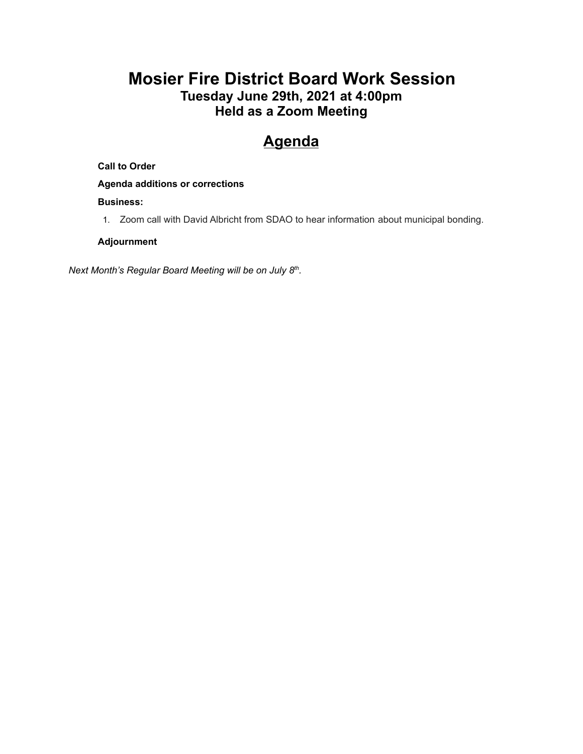# Mosier Fire District Board Work Session

### Tuesday June 29th, 2021 at 4:00pm

### Held as a Zoom Meeting

## Agenda

**Call to Order**

**Agenda additions or corrections**

**Business:**

1. Zoom call with David Albricht from SDAO to hear information about municipal bonding.

**Adjournment**

*Next Month's Regular Board Meeting will be on July 8th.*